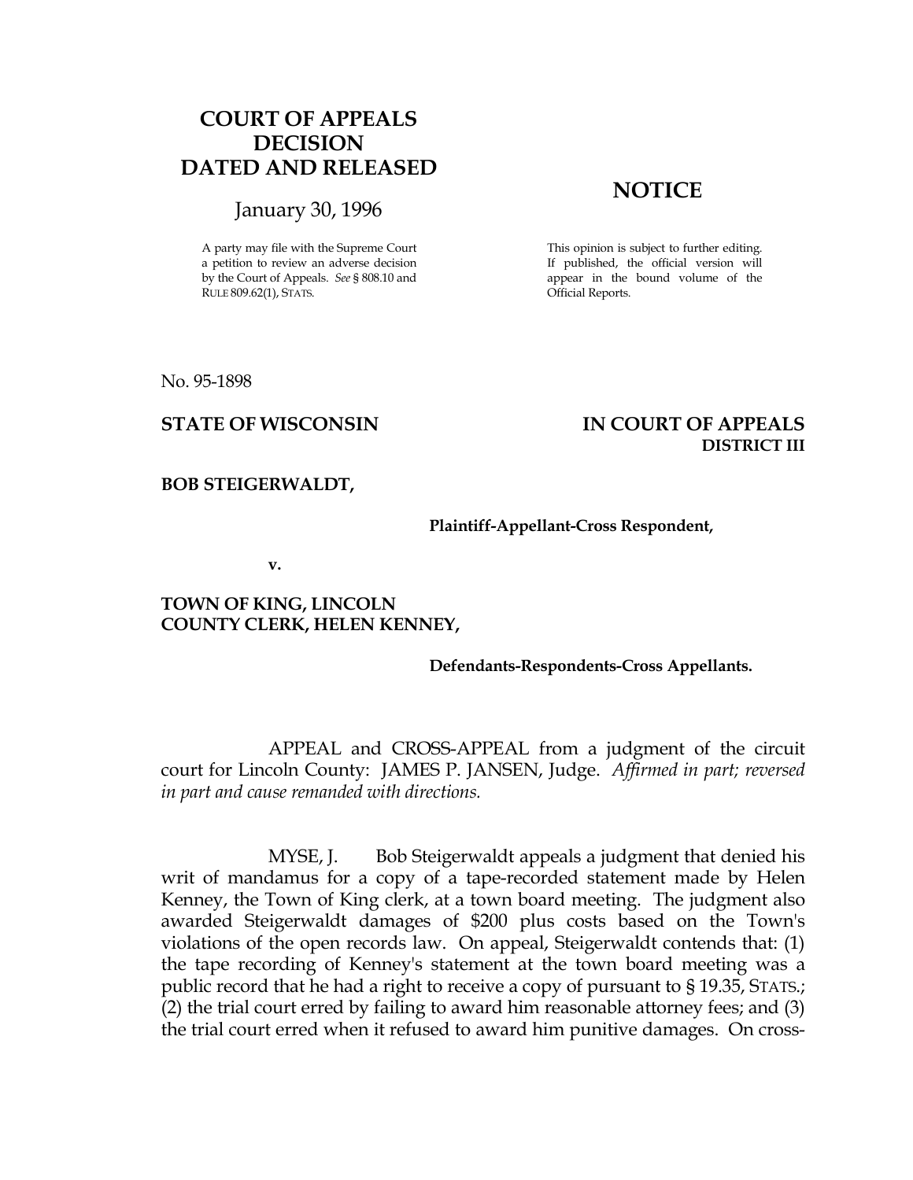**COURT OF APPEALS DECISION DATED AND RELEASED**

January 30, 1996

A party may file with the Supreme Court a petition to review an adverse decision by the Court of Appeals. *See* § 808.10 and RULE 809.62(1), STATS.

**NOTICE**

This opinion is subject to further editing. If published, the official version will appear in the bound volume of the Official Reports.

No. 95-1898

**STATE OF WISCONSIN** **IN COURT OF APPEALS DISTRICT III**

**BOB STEIGERWALDT,**

**Plaintiff-Appellant-Cross Respondent,**

**v.**

**TOWN OF KING, LINCOLN COUNTY CLERK, HELEN KENNEY,**

**Defendants-Respondents-Cross Appellants.**

APPEAL and CROSS-APPEAL from a judgment of the circuit court for Lincoln County: JAMES P. JANSEN, Judge. *Affirmed in part; reversed in part and cause remanded with directions.*

MYSE, J. Bob Steigerwaldt appeals a judgment that denied his writ of mandamus for a copy of a tape-recorded statement made by Helen Kenney, the Town of King clerk, at a town board meeting. The judgment also awarded Steigerwaldt damages of $200 plus costs based on the Town's violations of the open records law. On appeal, Steigerwaldt contends that: (1) the tape recording of Kenney's statement at the town board meeting was a public record that he had a right to receive a copy of pursuant to § 19.35, STATS.; (2) the trial court erred by failing to award him reasonable attorney fees; and (3) the trial court erred when it refused to award him punitive damages. On cross-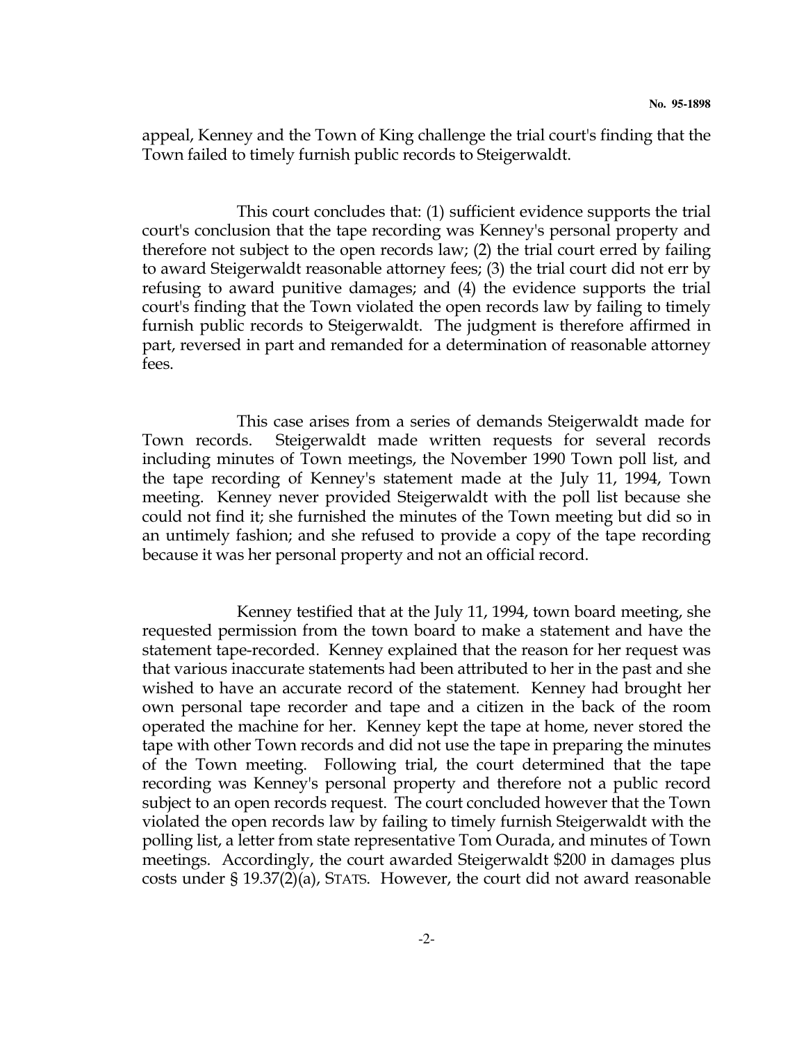appeal, Kenney and the Town of King challenge the trial court's finding that the Town failed to timely furnish public records to Steigerwaldt.

This court concludes that: (1) sufficient evidence supports the trial court's conclusion that the tape recording was Kenney's personal property and therefore not subject to the open records law; (2) the trial court erred by failing to award Steigerwaldt reasonable attorney fees; (3) the trial court did not err by refusing to award punitive damages; and (4) the evidence supports the trial court's finding that the Town violated the open records law by failing to timely furnish public records to Steigerwaldt. The judgment is therefore affirmed in part, reversed in part and remanded for a determination of reasonable attorney fees.

This case arises from a series of demands Steigerwaldt made for Town records. Steigerwaldt made written requests for several records including minutes of Town meetings, the November 1990 Town poll list, and the tape recording of Kenney's statement made at the July 11, 1994, Town meeting. Kenney never provided Steigerwaldt with the poll list because she could not find it; she furnished the minutes of the Town meeting but did so in an untimely fashion; and she refused to provide a copy of the tape recording because it was her personal property and not an official record.

Kenney testified that at the July 11, 1994, town board meeting, she requested permission from the town board to make a statement and have the statement tape-recorded. Kenney explained that the reason for her request was that various inaccurate statements had been attributed to her in the past and she wished to have an accurate record of the statement. Kenney had brought her own personal tape recorder and tape and a citizen in the back of the room operated the machine for her. Kenney kept the tape at home, never stored the tape with other Town records and did not use the tape in preparing the minutes of the Town meeting. Following trial, the court determined that the tape recording was Kenney's personal property and therefore not a public record subject to an open records request. The court concluded however that the Town violated the open records law by failing to timely furnish Steigerwaldt with the polling list, a letter from state representative Tom Ourada, and minutes of Town meetings. Accordingly, the court awarded Steigerwaldt $200 in damages plus costs under § 19.37(2)(a), STATS. However, the court did not award reasonable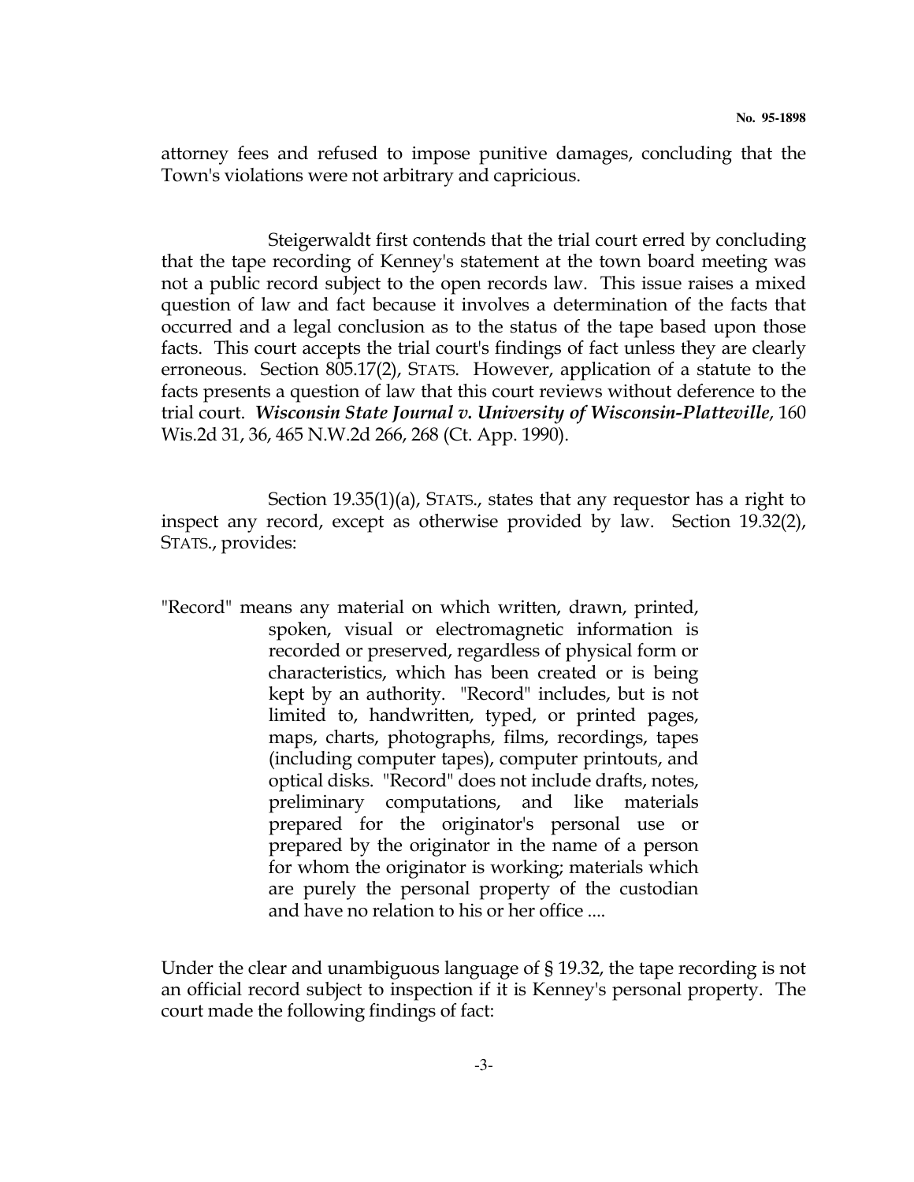attorney fees and refused to impose punitive damages, concluding that the Town's violations were not arbitrary and capricious.

Steigerwaldt first contends that the trial court erred by concluding that the tape recording of Kenney's statement at the town board meeting was not a public record subject to the open records law. This issue raises a mixed question of law and fact because it involves a determination of the facts that occurred and a legal conclusion as to the status of the tape based upon those facts. This court accepts the trial court's findings of fact unless they are clearly erroneous. Section 805.17(2), STATS. However, application of a statute to the facts presents a question of law that this court reviews without deference to the trial court. ***Wisconsin State Journal v. University of Wisconsin-Platteville***, 160 Wis.2d 31, 36, 465 N.W.2d 266, 268 (Ct. App. 1990).

Section 19.35(1)(a), STATS., states that any requestor has a right to inspect any record, except as otherwise provided by law. Section 19.32(2), STATS., provides:

> "Record" means any material on which written, drawn, printed, spoken, visual or electromagnetic information is recorded or preserved, regardless of physical form or characteristics, which has been created or is being kept by an authority. "Record" includes, but is not limited to, handwritten, typed, or printed pages, maps, charts, photographs, films, recordings, tapes (including computer tapes), computer printouts, and optical disks. "Record" does not include drafts, notes, preliminary computations, and like materials prepared for the originator's personal use or prepared by the originator in the name of a person for whom the originator is working; materials which are purely the personal property of the custodian and have no relation to his or her office ....

Under the clear and unambiguous language of § 19.32, the tape recording is not an official record subject to inspection if it is Kenney's personal property. The court made the following findings of fact: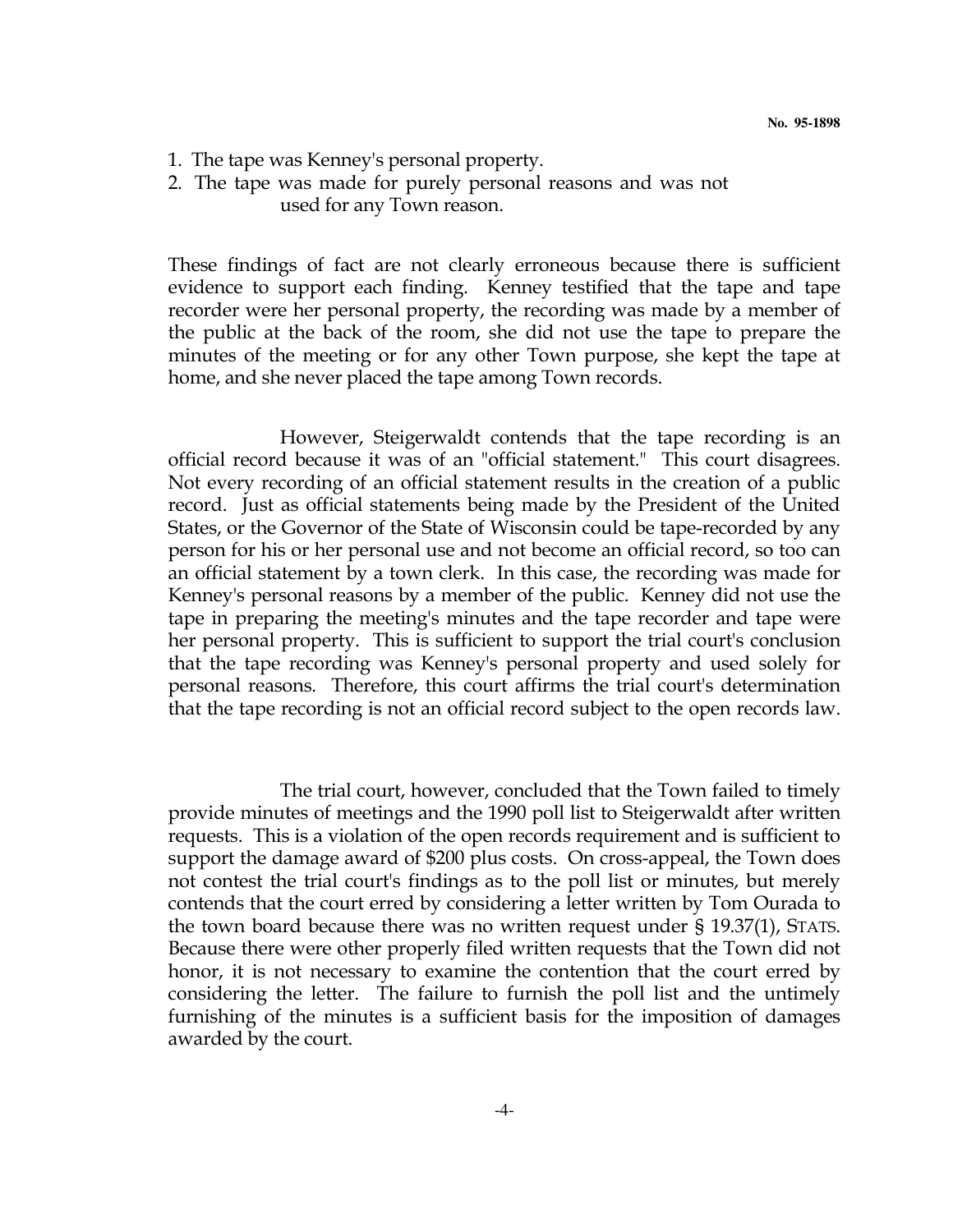1. The tape was Kenney's personal property.
2. The tape was made for purely personal reasons and was not used for any Town reason.

These findings of fact are not clearly erroneous because there is sufficient evidence to support each finding. Kenney testified that the tape and tape recorder were her personal property, the recording was made by a member of the public at the back of the room, she did not use the tape to prepare the minutes of the meeting or for any other Town purpose, she kept the tape at home, and she never placed the tape among Town records.

However, Steigerwaldt contends that the tape recording is an official record because it was of an "official statement." This court disagrees. Not every recording of an official statement results in the creation of a public record. Just as official statements being made by the President of the United States, or the Governor of the State of Wisconsin could be tape-recorded by any person for his or her personal use and not become an official record, so too can an official statement by a town clerk. In this case, the recording was made for Kenney's personal reasons by a member of the public. Kenney did not use the tape in preparing the meeting's minutes and the tape recorder and tape were her personal property. This is sufficient to support the trial court's conclusion that the tape recording was Kenney's personal property and used solely for personal reasons. Therefore, this court affirms the trial court's determination that the tape recording is not an official record subject to the open records law.

The trial court, however, concluded that the Town failed to timely provide minutes of meetings and the 1990 poll list to Steigerwaldt after written requests. This is a violation of the open records requirement and is sufficient to support the damage award of $200 plus costs. On cross-appeal, the Town does not contest the trial court's findings as to the poll list or minutes, but merely contends that the court erred by considering a letter written by Tom Ourada to the town board because there was no written request under § 19.37(1), STATS. Because there were other properly filed written requests that the Town did not honor, it is not necessary to examine the contention that the court erred by considering the letter. The failure to furnish the poll list and the untimely furnishing of the minutes is a sufficient basis for the imposition of damages awarded by the court.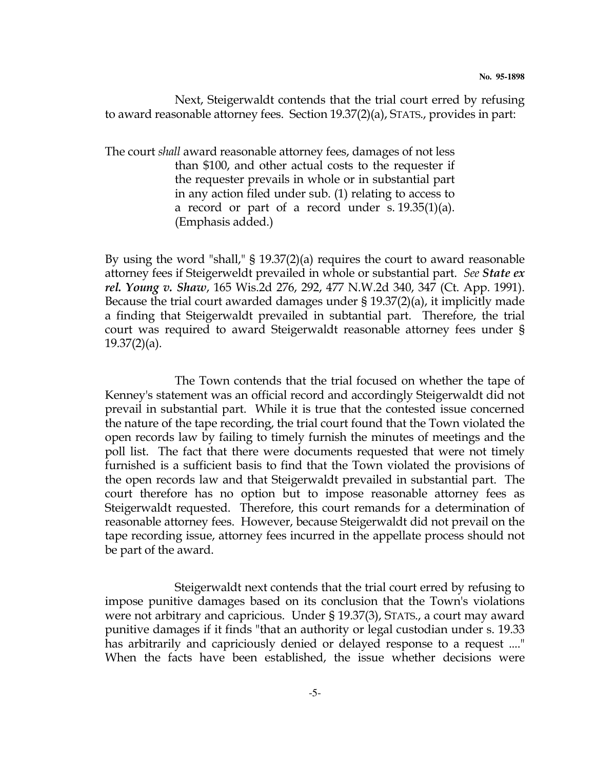Next, Steigerwaldt contends that the trial court erred by refusing to award reasonable attorney fees. Section 19.37(2)(a), STATS., provides in part:

> The court *shall* award reasonable attorney fees, damages of not less than $100, and other actual costs to the requester if the requester prevails in whole or in substantial part in any action filed under sub. (1) relating to access to a record or part of a record under s. 19.35(1)(a). (Emphasis added.)

By using the word "shall," § 19.37(2)(a) requires the court to award reasonable attorney fees if Steigerweldt prevailed in whole or substantial part. *See* ***State ex rel. Young v. Shaw***, 165 Wis.2d 276, 292, 477 N.W.2d 340, 347 (Ct. App. 1991). Because the trial court awarded damages under § 19.37(2)(a), it implicitly made a finding that Steigerwaldt prevailed in subtantial part. Therefore, the trial court was required to award Steigerwaldt reasonable attorney fees under § 19.37(2)(a).

The Town contends that the trial focused on whether the tape of Kenney's statement was an official record and accordingly Steigerwaldt did not prevail in substantial part. While it is true that the contested issue concerned the nature of the tape recording, the trial court found that the Town violated the open records law by failing to timely furnish the minutes of meetings and the poll list. The fact that there were documents requested that were not timely furnished is a sufficient basis to find that the Town violated the provisions of the open records law and that Steigerwaldt prevailed in substantial part. The court therefore has no option but to impose reasonable attorney fees as Steigerwaldt requested. Therefore, this court remands for a determination of reasonable attorney fees. However, because Steigerwaldt did not prevail on the tape recording issue, attorney fees incurred in the appellate process should not be part of the award.

Steigerwaldt next contends that the trial court erred by refusing to impose punitive damages based on its conclusion that the Town's violations were not arbitrary and capricious. Under § 19.37(3), STATS., a court may award punitive damages if it finds "that an authority or legal custodian under s. 19.33 has arbitrarily and capriciously denied or delayed response to a request ...." When the facts have been established, the issue whether decisions were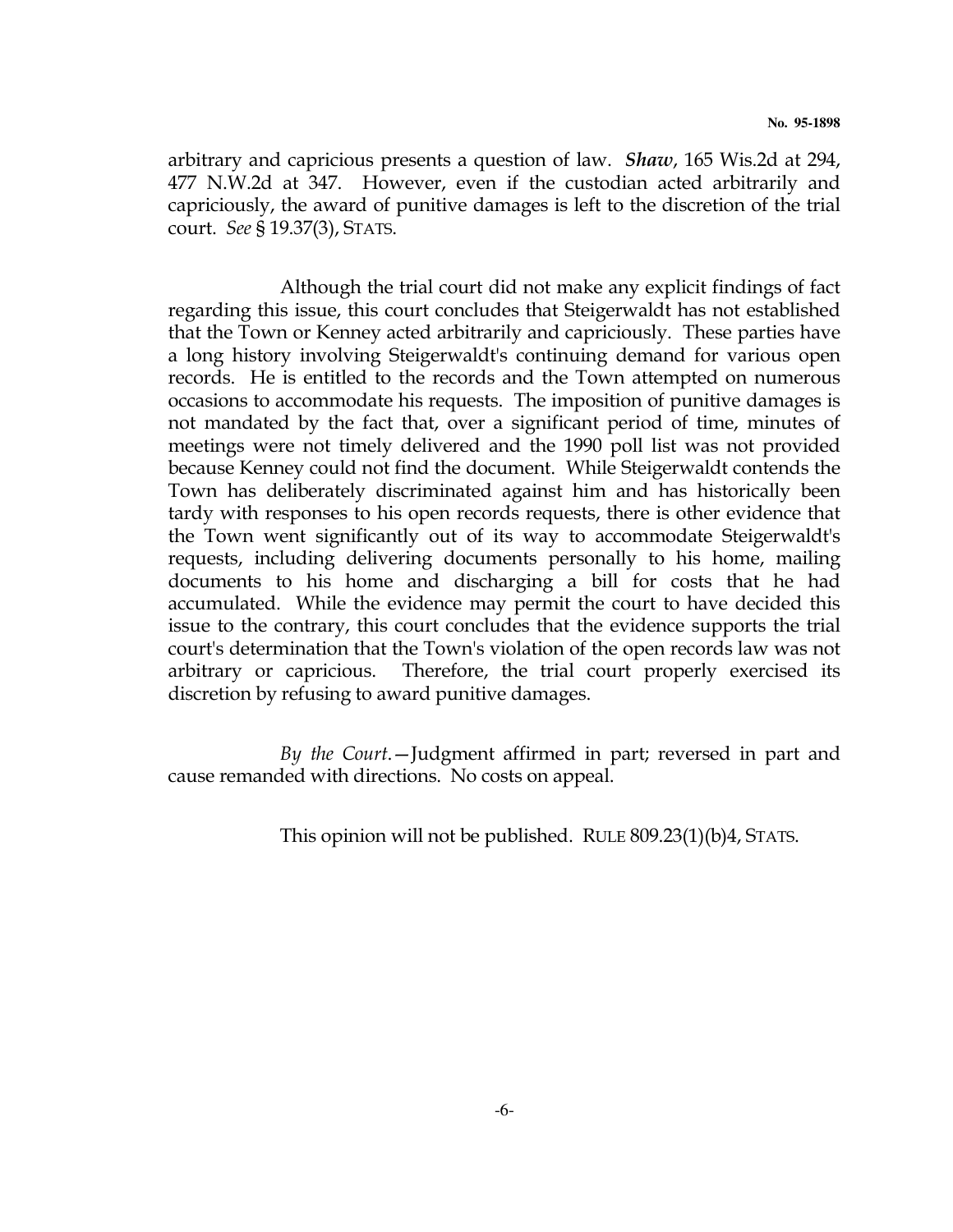arbitrary and capricious presents a question of law. ***Shaw***, 165 Wis.2d at 294, 477 N.W.2d at 347. However, even if the custodian acted arbitrarily and capriciously, the award of punitive damages is left to the discretion of the trial court. *See* § 19.37(3), STATS.

Although the trial court did not make any explicit findings of fact regarding this issue, this court concludes that Steigerwaldt has not established that the Town or Kenney acted arbitrarily and capriciously. These parties have a long history involving Steigerwaldt's continuing demand for various open records. He is entitled to the records and the Town attempted on numerous occasions to accommodate his requests. The imposition of punitive damages is not mandated by the fact that, over a significant period of time, minutes of meetings were not timely delivered and the 1990 poll list was not provided because Kenney could not find the document. While Steigerwaldt contends the Town has deliberately discriminated against him and has historically been tardy with responses to his open records requests, there is other evidence that the Town went significantly out of its way to accommodate Steigerwaldt's requests, including delivering documents personally to his home, mailing documents to his home and discharging a bill for costs that he had accumulated. While the evidence may permit the court to have decided this issue to the contrary, this court concludes that the evidence supports the trial court's determination that the Town's violation of the open records law was not arbitrary or capricious. Therefore, the trial court properly exercised its discretion by refusing to award punitive damages.

*By the Court.*—Judgment affirmed in part; reversed in part and cause remanded with directions. No costs on appeal.

This opinion will not be published. RULE 809.23(1)(b)4, STATS.